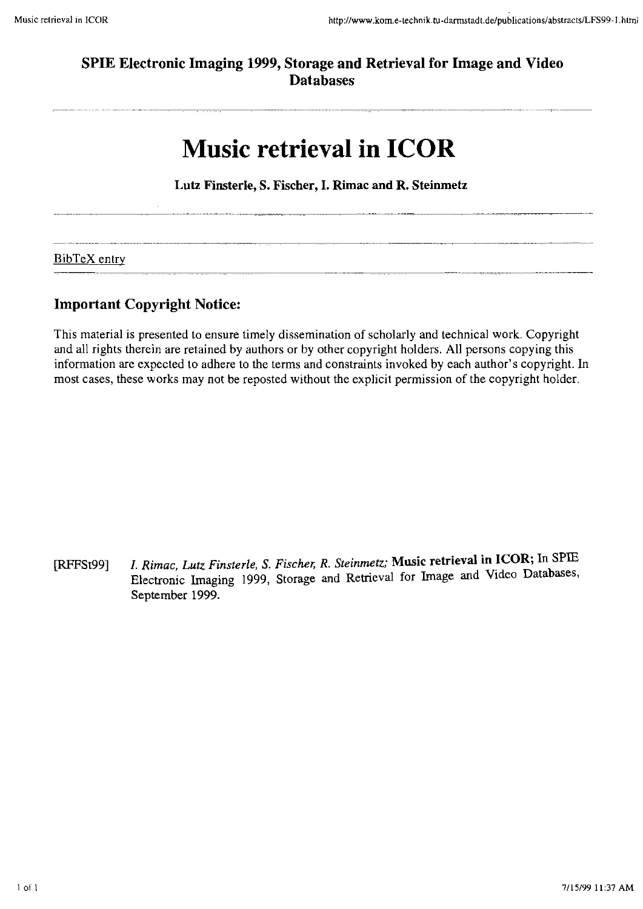**SPIE Electronic Imaging 1999, Storage and Retrieval for Image and Video Databases**

---

# Music retrieval in ICOR

**Lutz Finsterle, S. Fischer, I. Rimac and R. Steinmetz**

---

---

BibTeX entry

---

## Important Copyright Notice:

This material is presented to ensure timely dissemination of scholarly and technical work. Copyright and all rights therein are retained by authors or by other copyright holders. All persons copying this information are expected to adhere to the terms and constraints invoked by each author's copyright. In most cases, these works may not be reposted without the explicit permission of the copyright holder.

[RFFSt99] *I. Rimac, Lutz Finsterle, S. Fischer, R. Steinmetz;* **Music retrieval in ICOR;** In SPIE Electronic Imaging 1999, Storage and Retrieval for Image and Video Databases, September 1999.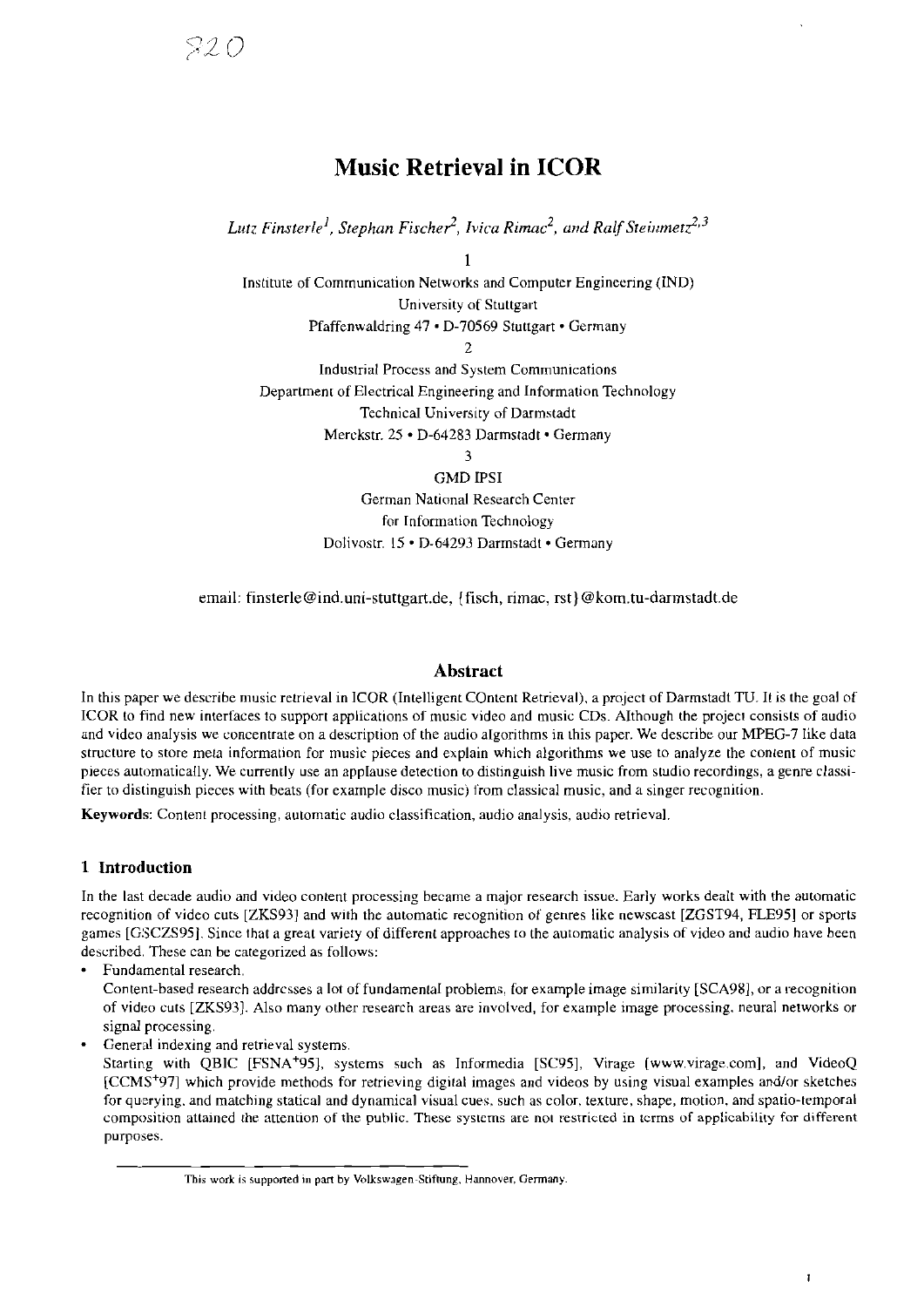# Music Retrieval in ICOR

*Lutz Finsterle[1], Stephan Fischer[2], Ivica Rimac[2], and Ralf Steinmetz[2,3]*

1

Institute of Communication Networks and Computer Engineering (IND)
University of Stuttgart
Pfaffenwaldring 47 • D-70569 Stuttgart • Germany

2

Industrial Process and System Communications
Department of Electrical Engineering and Information Technology
Technical University of Darmstadt
Merckstr. 25 • D-64283 Darmstadt • Germany

3

GMD IPSI
German National Research Center
for Information Technology
Dolivostr. 15 • D-64293 Darmstadt • Germany

email: finsterle@ind.uni-stuttgart.de, {fisch, rimac, rst}@kom.tu-darmstadt.de

## Abstract

In this paper we describe music retrieval in ICOR (Intelligent COntent Retrieval), a project of Darmstadt TU. It is the goal of ICOR to find new interfaces to support applications of music video and music CDs. Although the project consists of audio and video analysis we concentrate on a description of the audio algorithms in this paper. We describe our MPEG-7 like data structure to store meta information for music pieces and explain which algorithms we use to analyze the content of music pieces automatically. We currently use an applause detection to distinguish live music from studio recordings, a genre classifier to distinguish pieces with beats (for example disco music) from classical music, and a singer recognition.

**Keywords**: Content processing, automatic audio classification, audio analysis, audio retrieval.

## 1 Introduction

In the last decade audio and video content processing became a major research issue. Early works dealt with the automatic recognition of video cuts [ZKS93] and with the automatic recognition of genres like newscast [ZGST94, FLE95] or sports games [GSCZS95]. Since that a great variety of different approaches to the automatic analysis of video and audio have been described. These can be categorized as follows:

- Fundamental research.
  Content-based research addresses a lot of fundamental problems, for example image similarity [SCA98], or a recognition of video cuts [ZKS93]. Also many other research areas are involved, for example image processing, neural networks or signal processing.
- General indexing and retrieval systems.
  Starting with QBIC [FSNA+95], systems such as Informedia [SC95], Virage [www.virage.com], and VideoQ [CCMS+97] which provide methods for retrieving digital images and videos by using visual examples and/or sketches for querying, and matching statical and dynamical visual cues, such as color, texture, shape, motion, and spatio-temporal composition attained the attention of the public. These systems are not restricted in terms of applicability for different purposes.

This work is supported in part by Volkswagen-Stiftung, Hannover, Germany.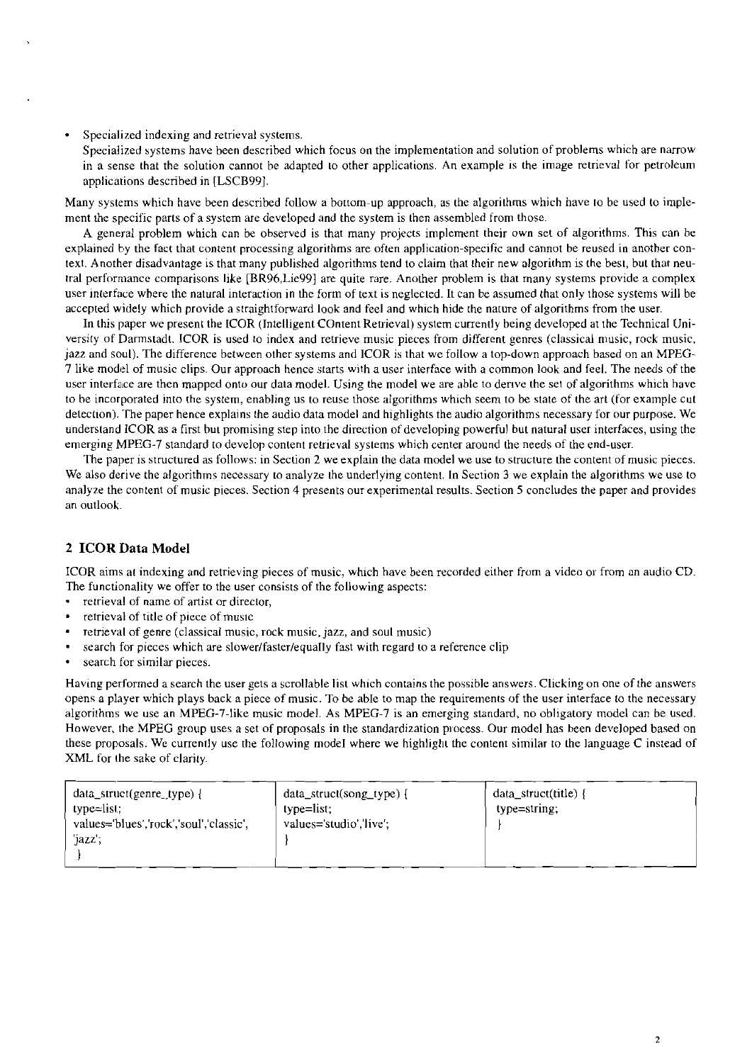- Specialized indexing and retrieval systems.
  Specialized systems have been described which focus on the implementation and solution of problems which are narrow in a sense that the solution cannot be adapted to other applications. An example is the image retrieval for petroleum applications described in [LSCB99].

Many systems which have been described follow a bottom-up approach, as the algorithms which have to be used to implement the specific parts of a system are developed and the system is then assembled from those.

A general problem which can be observed is that many projects implement their own set of algorithms. This can be explained by the fact that content processing algorithms are often application-specific and cannot be reused in another context. Another disadvantage is that many published algorithms tend to claim that their new algorithm is the best, but that neutral performance comparisons like [BR96,Lie99] are quite rare. Another problem is that many systems provide a complex user interface where the natural interaction in the form of text is neglected. It can be assumed that only those systems will be accepted widely which provide a straightforward look and feel and which hide the nature of algorithms from the user.

In this paper we present the ICOR (Intelligent COntent Retrieval) system currently being developed at the Technical University of Darmstadt. ICOR is used to index and retrieve music pieces from different genres (classical music, rock music, jazz and soul). The difference between other systems and ICOR is that we follow a top-down approach based on an MPEG-7 like model of music clips. Our approach hence starts with a user interface with a common look and feel. The needs of the user interface are then mapped onto our data model. Using the model we are able to derive the set of algorithms which have to be incorporated into the system, enabling us to reuse those algorithms which seem to be state of the art (for example cut detection). The paper hence explains the audio data model and highlights the audio algorithms necessary for our purpose. We understand ICOR as a first but promising step into the direction of developing powerful but natural user interfaces, using the emerging MPEG-7 standard to develop content retrieval systems which center around the needs of the end-user.

The paper is structured as follows: in Section 2 we explain the data model we use to structure the content of music pieces. We also derive the algorithms necessary to analyze the underlying content. In Section 3 we explain the algorithms we use to analyze the content of music pieces. Section 4 presents our experimental results. Section 5 concludes the paper and provides an outlook.

## 2 ICOR Data Model

ICOR aims at indexing and retrieving pieces of music, which have been recorded either from a video or from an audio CD. The functionality we offer to the user consists of the following aspects:

- retrieval of name of artist or director,
- retrieval of title of piece of music
- retrieval of genre (classical music, rock music, jazz, and soul music)
- search for pieces which are slower/faster/equally fast with regard to a reference clip
- search for similar pieces.

Having performed a search the user gets a scrollable list which contains the possible answers. Clicking on one of the answers opens a player which plays back a piece of music. To be able to map the requirements of the user interface to the necessary algorithms we use an MPEG-7-like music model. As MPEG-7 is an emerging standard, no obligatory model can be used. However, the MPEG group uses a set of proposals in the standardization process. Our model has been developed based on these proposals. We currently use the following model where we highlight the content similar to the language C instead of XML for the sake of clarity.

| | | |
|---|---|---|
| data_struct(genre_type) {<br>type=list;<br>values='blues','rock','soul','classic',<br>'jazz';<br>} | data_struct(song_type) {<br>type=list;<br>values='studio','live';<br>} | data_struct(title) {<br>type=string;<br>} |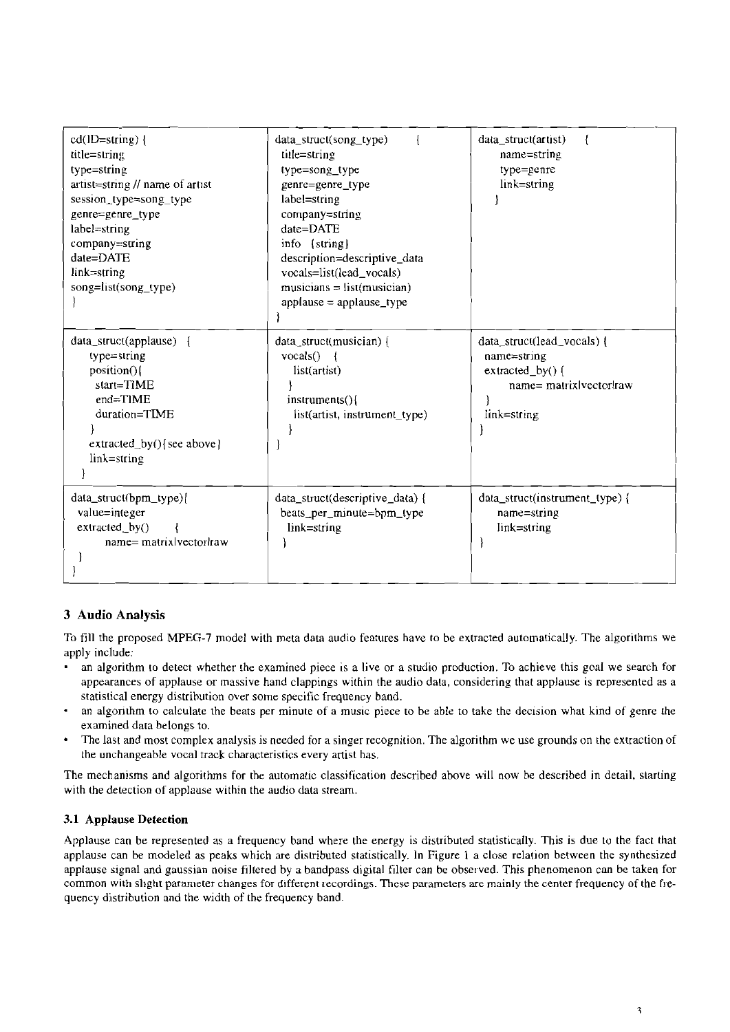| | | |
|---|---|---|
| cd(ID=string) {<br>title=string<br>type=string<br>artist=string // name of artist<br>session_type=song_type<br>genre=genre_type<br>label=string<br>company=string<br>date=DATE<br>link=string<br>song=list(song_type)<br>} | data_struct(song_type) {<br>title=string<br>type=song_type<br>genre=genre_type<br>label=string<br>company=string<br>date=DATE<br>info {string}<br>description=descriptive_data<br>vocals=list(lead_vocals)<br>musicians = list(musician)<br>applause = applause_type<br>} | data_struct(artist) {<br>name=string<br>type=genre<br>link=string<br>} |
| data_struct(applause) {<br>type=string<br>position(){<br>start=TIME<br>end=TIME<br>duration=TIME<br>}<br>extracted_by(){see above}<br>link=string<br>} | data_struct(musician) {<br>vocals() {<br>list(artist)<br>}<br>instruments(){<br>list(artist, instrument_type)<br>}<br>} | data_struct(lead_vocals) {<br>name=string<br>extracted_by() {<br>name= matrix\|vector\|raw<br>}<br>link=string<br>} |
| data_struct(bpm_type){<br>value=integer<br>extracted_by() {<br>name= matrix\|vector\|raw<br>}<br>} | data_struct(descriptive_data) {<br>beats_per_minute=bpm_type<br>link=string<br>} | data_struct(instrument_type) {<br>name=string<br>link=string<br>} |

## 3 Audio Analysis

To fill the proposed MPEG-7 model with meta data audio features have to be extracted automatically. The algorithms we apply include:

- an algorithm to detect whether the examined piece is a live or a studio production. To achieve this goal we search for appearances of applause or massive hand clappings within the audio data, considering that applause is represented as a statistical energy distribution over some specific frequency band.
- an algorithm to calculate the beats per minute of a music piece to be able to take the decision what kind of genre the examined data belongs to.
- The last and most complex analysis is needed for a singer recognition. The algorithm we use grounds on the extraction of the unchangeable vocal track characteristics every artist has.

The mechanisms and algorithms for the automatic classification described above will now be described in detail, starting with the detection of applause within the audio data stream.

### 3.1 Applause Detection

Applause can be represented as a frequency band where the energy is distributed statistically. This is due to the fact that applause can be modeled as peaks which are distributed statistically. In Figure 1 a close relation between the synthesized applause signal and gaussian noise filtered by a bandpass digital filter can be observed. This phenomenon can be taken for common with slight parameter changes for different recordings. These parameters are mainly the center frequency of the frequency distribution and the width of the frequency band.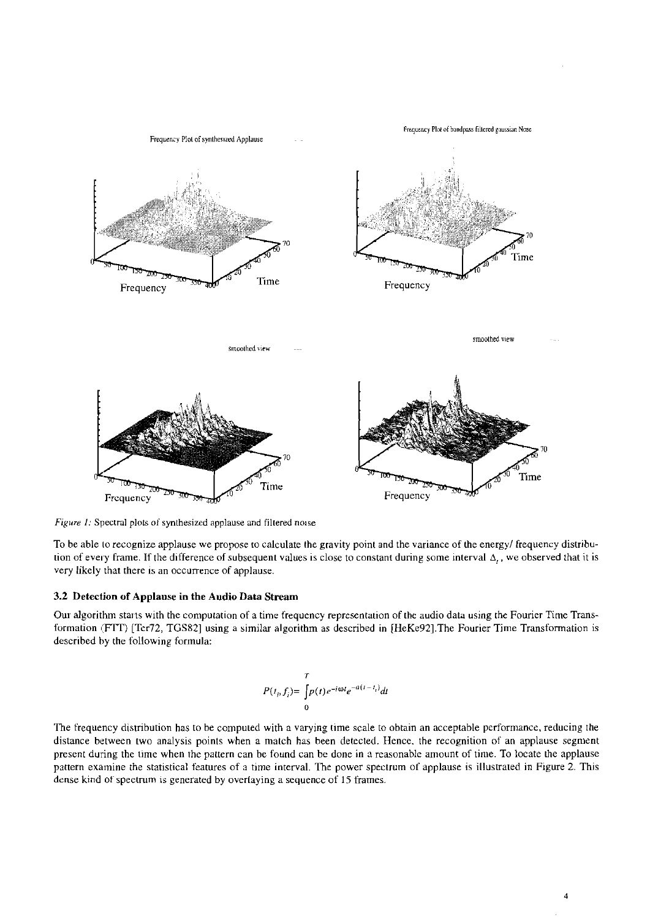*Figure 1:* Spectral plots of synthesized applause and filtered noise

To be able to recognize applause we propose to calculate the gravity point and the variance of the energy/ frequency distribution of every frame. If the difference of subsequent values is close to constant during some interval $\Delta_t$, we observed that it is very likely that there is an occurrence of applause.

### 3.2 Detection of Applause in the Audio Data Stream

Our algorithm starts with the computation of a time frequency representation of the audio data using the Fourier Time Transformation (FTT) [Ter72, TGS82] using a similar algorithm as described in [HeKe92].The Fourier Time Transformation is described by the following formula:

$$P(t_i, f_i) = \int_0^T p(t) e^{-i\omega t} e^{-a(t - t_i)} dt$$

The frequency distribution has to be computed with a varying time scale to obtain an acceptable performance, reducing the distance between two analysis points when a match has been detected. Hence, the recognition of an applause segment present during the time when the pattern can be found can be done in a reasonable amount of time. To locate the applause pattern examine the statistical features of a time interval. The power spectrum of applause is illustrated in Figure 2. This dense kind of spectrum is generated by overlaying a sequence of 15 frames.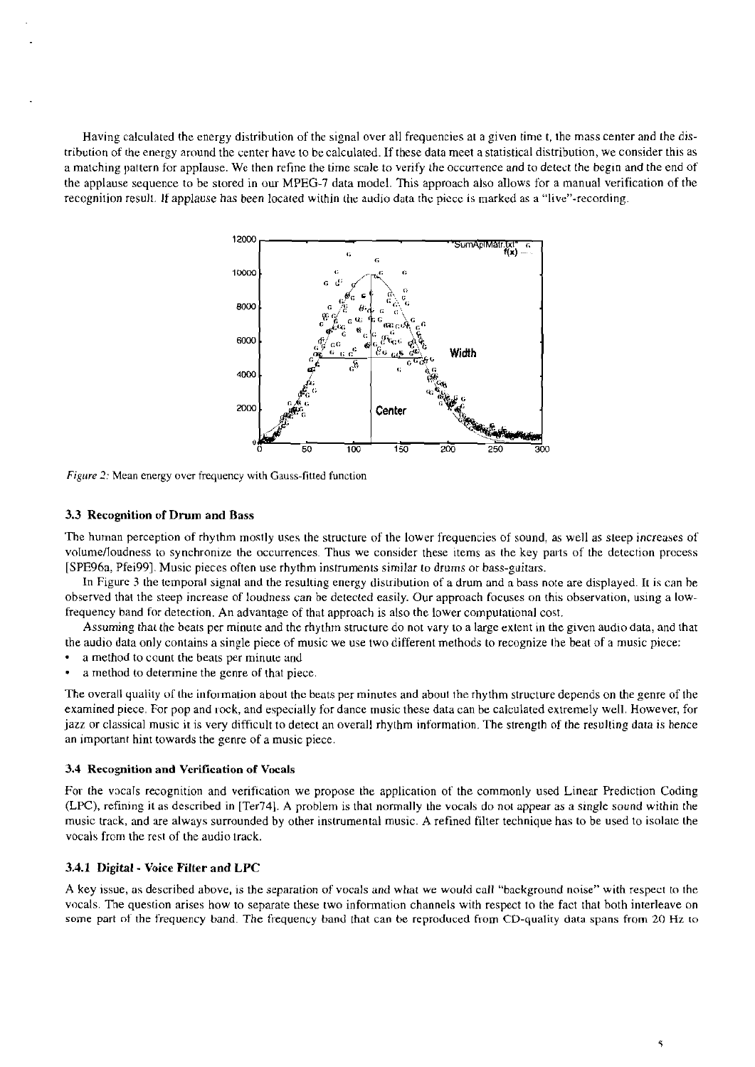Having calculated the energy distribution of the signal over all frequencies at a given time t, the mass center and the distribution of the energy around the center have to be calculated. If these data meet a statistical distribution, we consider this as a matching pattern for applause. We then refine the time scale to verify the occurrence and to detect the begin and the end of the applause sequence to be stored in our MPEG-7 data model. This approach also allows for a manual verification of the recognition result. If applause has been located within the audio data the piece is marked as a "live"-recording.

"SumAplMatr.txt"
f(x)
12000
10000
8000
6000
4000
2000
0
0
50
100
150
200
250
300
Width
Center

*Figure 2:* Mean energy over frequency with Gauss-fitted function

### 3.3 Recognition of Drum and Bass

The human perception of rhythm mostly uses the structure of the lower frequencies of sound, as well as steep increases of volume/loudness to synchronize the occurrences. Thus we consider these items as the key parts of the detection process [SPE96a, Pfei99]. Music pieces often use rhythm instruments similar to drums or bass-guitars.

In Figure 3 the temporal signal and the resulting energy distribution of a drum and a bass note are displayed. It is can be observed that the steep increase of loudness can be detected easily. Our approach focuses on this observation, using a low-frequency band for detection. An advantage of that approach is also the lower computational cost.

Assuming that the beats per minute and the rhythm structure do not vary to a large extent in the given audio data, and that the audio data only contains a single piece of music we use two different methods to recognize the beat of a music piece:

- a method to count the beats per minute and
- a method to determine the genre of that piece.

The overall quality of the information about the beats per minutes and about the rhythm structure depends on the genre of the examined piece. For pop and rock, and especially for dance music these data can be calculated extremely well. However, for jazz or classical music it is very difficult to detect an overall rhythm information. The strength of the resulting data is hence an important hint towards the genre of a music piece.

### 3.4 Recognition and Verification of Vocals

For the vocals recognition and verification we propose the application of the commonly used Linear Prediction Coding (LPC), refining it as described in [Ter74]. A problem is that normally the vocals do not appear as a single sound within the music track, and are always surrounded by other instrumental music. A refined filter technique has to be used to isolate the vocals from the rest of the audio track.

#### 3.4.1 Digital - Voice Filter and LPC

A key issue, as described above, is the separation of vocals and what we would call "background noise" with respect to the vocals. The question arises how to separate these two information channels with respect to the fact that both interleave on some part of the frequency band. The frequency band that can be reproduced from CD-quality data spans from 20 Hz to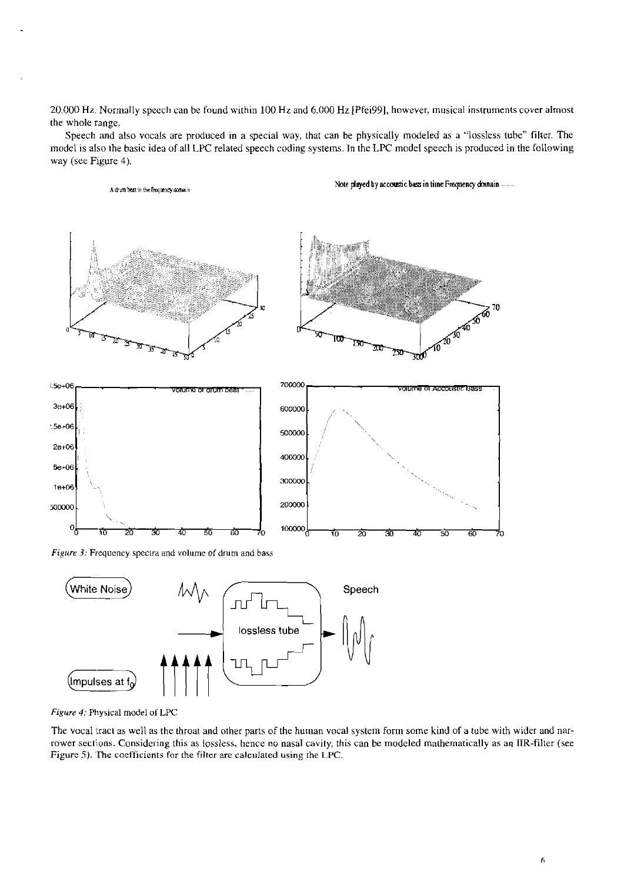20.000 Hz. Normally speech can be found within 100 Hz and 6.000 Hz [Pfei99], however, musical instruments cover almost the whole range.

Speech and also vocals are produced in a special way, that can be physically modeled as a "lossless tube" filter. The model is also the basic idea of all LPC related speech coding systems. In the LPC model speech is produced in the following way (see Figure 4).

*Figure 3:* Frequency spectra and volume of drum and bass

*Figure 4:* Physical model of LPC

The vocal tract as well as the throat and other parts of the human vocal system form some kind of a tube with wider and narrower sections. Considering this as lossless, hence no nasal cavity, this can be modeled mathematically as an IIR-filter (see Figure 5). The coefficients for the filter are calculated using the LPC.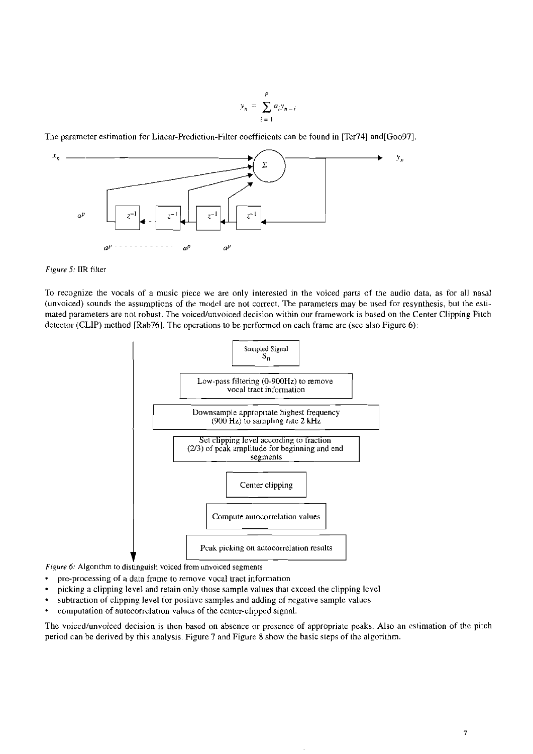$$y_n = \sum_{i=1}^{p} a_i y_{n-i}$$

The parameter estimation for Linear-Prediction-Filter coefficients can be found in [Ter74] and[Goo97].

Figure 5: IIR filter

To recognize the vocals of a music piece we are only interested in the voiced parts of the audio data, as for all nasal (unvoiced) sounds the assumptions of the model are not correct. The parameters may be used for resynthesis, but the estimated parameters are not robust. The voiced/unvoiced decision within our framework is based on the Center Clipping Pitch detector (CLIP) method [Rab76]. The operations to be performed on each frame are (see also Figure 6):

Figure 6: Algorithm to distinguish voiced from unvoiced segments

- pre-processing of a data frame to remove vocal tract information
- picking a clipping level and retain only those sample values that exceed the clipping level
- subtraction of clipping level for positive samples and adding of negative sample values
- computation of autocorrelation values of the center-clipped signal.

The voiced/unvoiced decision is then based on absence or presence of appropriate peaks. Also an estimation of the pitch period can be derived by this analysis. Figure 7 and Figure 8 show the basic steps of the algorithm.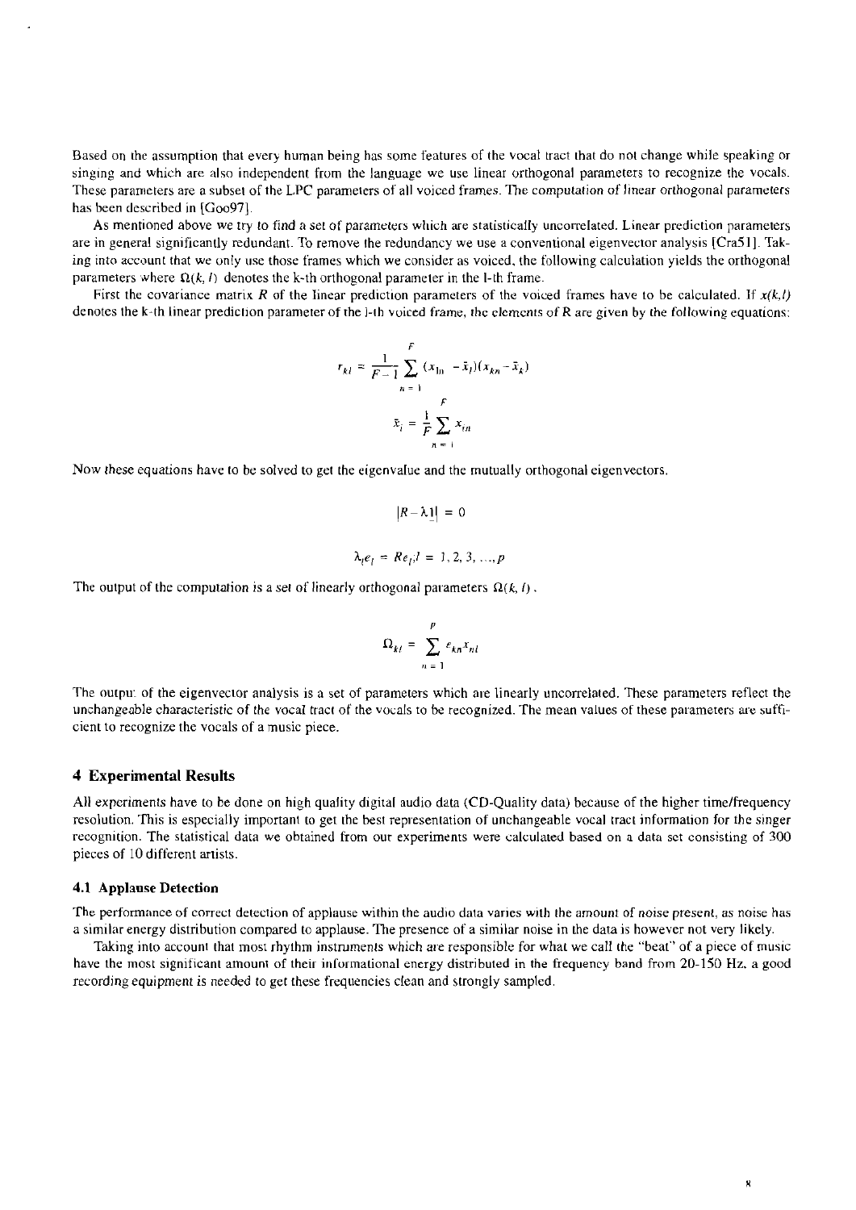Based on the assumption that every human being has some features of the vocal tract that do not change while speaking or singing and which are also independent from the language we use linear orthogonal parameters to recognize the vocals. These parameters are a subset of the LPC parameters of all voiced frames. The computation of linear orthogonal parameters has been described in [Goo97].

As mentioned above we try to find a set of parameters which are statistically uncorrelated. Linear prediction parameters are in general significantly redundant. To remove the redundancy we use a conventional eigenvector analysis [Cra51]. Taking into account that we only use those frames which we consider as voiced, the following calculation yields the orthogonal parameters where $\Omega(k, l)$ denotes the k-th orthogonal parameter in the l-th frame.

First the covariance matrix $R$ of the linear prediction parameters of the voiced frames have to be calculated. If $x(k,l)$ denotes the k-th linear prediction parameter of the l-th voiced frame, the elements of $R$ are given by the following equations:

$$r_{kl} = \frac{1}{F-1}\sum_{n=1}^{F}(x_{ln} - \bar{x}_l)(x_{kn} - \bar{x}_k)$$

$$\bar{x}_i = \frac{1}{F}\sum_{n=1}^{F} x_{in}$$

Now these equations have to be solved to get the eigenvalue and the mutually orthogonal eigenvectors.

$$|R - \lambda \underline{1}| = 0$$

$$\lambda_l e_l = R e_l ; l = 1, 2, 3, \ldots, p$$

The output of the computation is a set of linearly orthogonal parameters $\Omega(k, l)$.

$$\Omega_{kl} = \sum_{n=1}^{p} e_{kn} x_{nl}$$

The output of the eigenvector analysis is a set of parameters which are linearly uncorrelated. These parameters reflect the unchangeable characteristic of the vocal tract of the vocals to be recognized. The mean values of these parameters are sufficient to recognize the vocals of a music piece.

## 4 Experimental Results

All experiments have to be done on high quality digital audio data (CD-Quality data) because of the higher time/frequency resolution. This is especially important to get the best representation of unchangeable vocal tract information for the singer recognition. The statistical data we obtained from our experiments were calculated based on a data set consisting of 300 pieces of 10 different artists.

### 4.1 Applause Detection

The performance of correct detection of applause within the audio data varies with the amount of noise present, as noise has a similar energy distribution compared to applause. The presence of a similar noise in the data is however not very likely.

Taking into account that most rhythm instruments which are responsible for what we call the "beat" of a piece of music have the most significant amount of their informational energy distributed in the frequency band from 20-150 Hz, a good recording equipment is needed to get these frequencies clean and strongly sampled.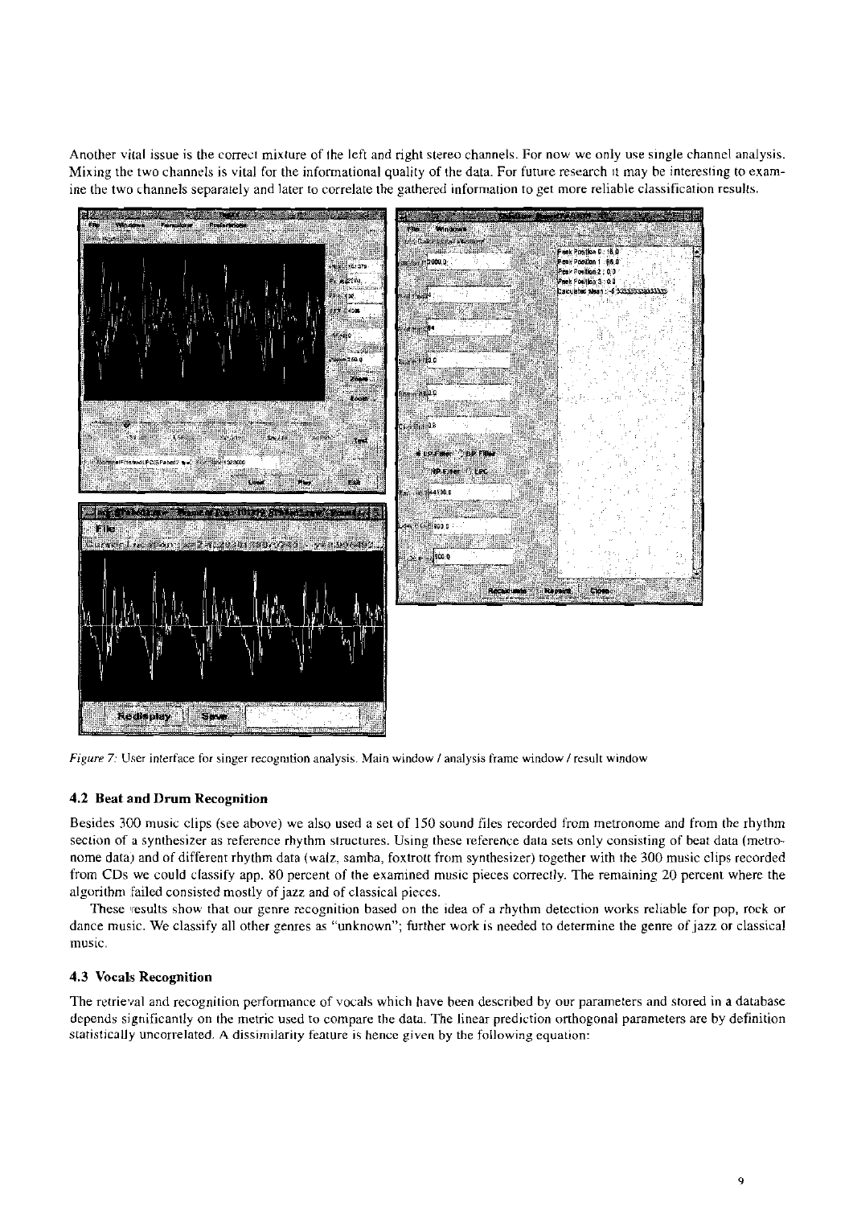Another vital issue is the correct mixture of the left and right stereo channels. For now we only use single channel analysis. Mixing the two channels is vital for the informational quality of the data. For future research it may be interesting to examine the two channels separately and later to correlate the gathered information to get more reliable classification results.

*Figure 7:* User interface for singer recognition analysis. Main window / analysis frame window / result window

### 4.2 Beat and Drum Recognition

Besides 300 music clips (see above) we also used a set of 150 sound files recorded from metronome and from the rhythm section of a synthesizer as reference rhythm structures. Using these reference data sets only consisting of beat data (metronome data) and of different rhythm data (walz, samba, foxtrott from synthesizer) together with the 300 music clips recorded from CDs we could classify app. 80 percent of the examined music pieces correctly. The remaining 20 percent where the algorithm failed consisted mostly of jazz and of classical pieces.

These results show that our genre recognition based on the idea of a rhythm detection works reliable for pop, rock or dance music. We classify all other genres as "unknown"; further work is needed to determine the genre of jazz or classical music.

### 4.3 Vocals Recognition

The retrieval and recognition performance of vocals which have been described by our parameters and stored in a database depends significantly on the metric used to compare the data. The linear prediction orthogonal parameters are by definition statistically uncorrelated. A dissimilarity feature is hence given by the following equation: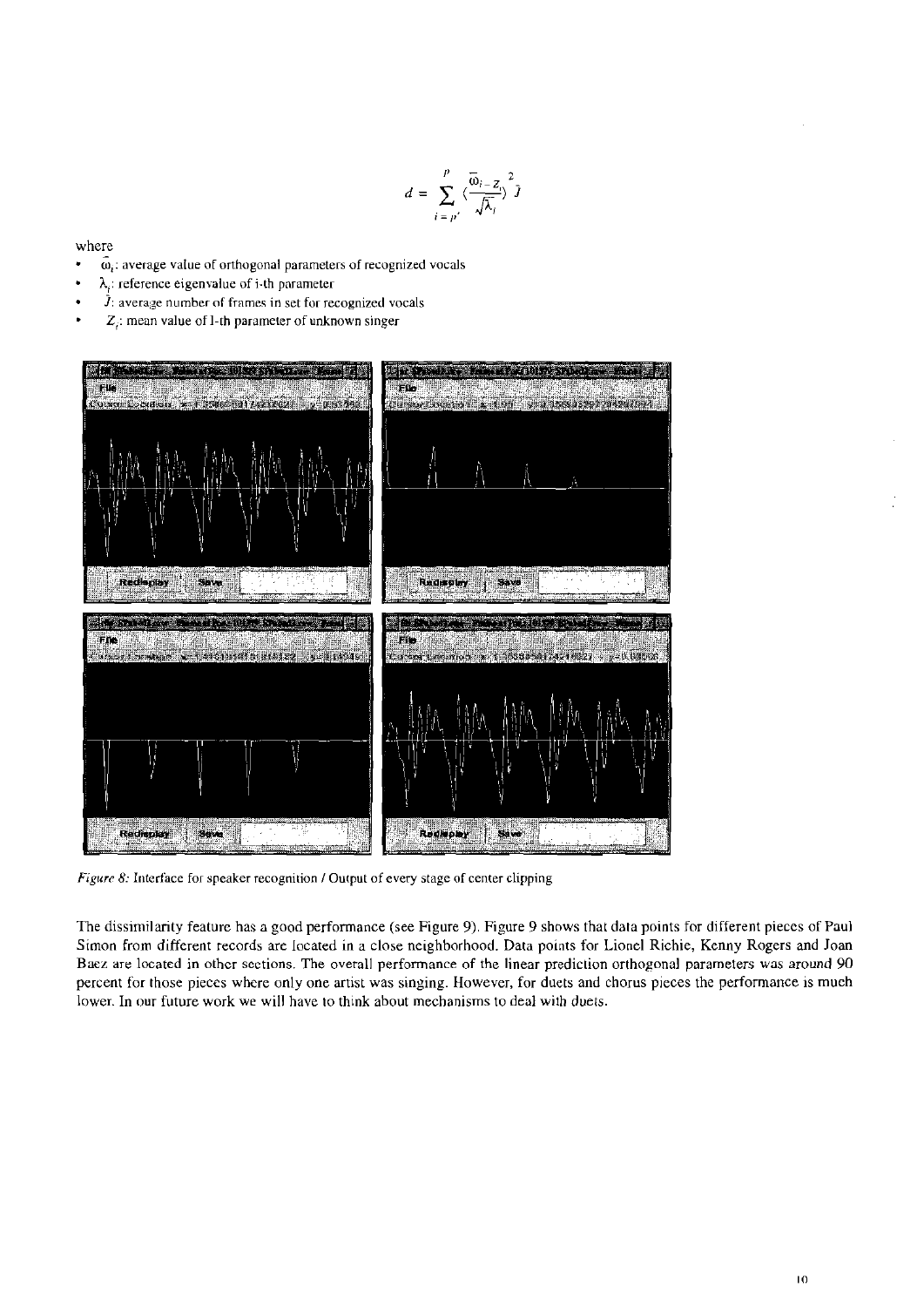$$d = \sum_{i=p'}^{p} \left(\frac{\bar{\omega}_i - z_i}{\sqrt{\lambda_i}}\right)^2 \bar{J}$$

where

- $\bar{\omega}_i$: average value of orthogonal parameters of recognized vocals
- $\lambda_i$: reference eigenvalue of i-th parameter
- $\bar{J}$: average number of frames in set for recognized vocals
- $Z_i$: mean value of l-th parameter of unknown singer

*Figure 8:* Interface for speaker recognition / Output of every stage of center clipping

The dissimilarity feature has a good performance (see Figure 9). Figure 9 shows that data points for different pieces of Paul Simon from different records are located in a close neighborhood. Data points for Lionel Richie, Kenny Rogers and Joan Baez are located in other sections. The overall performance of the linear prediction orthogonal parameters was around 90 percent for those pieces where only one artist was singing. However, for duets and chorus pieces the performance is much lower. In our future work we will have to think about mechanisms to deal with duets.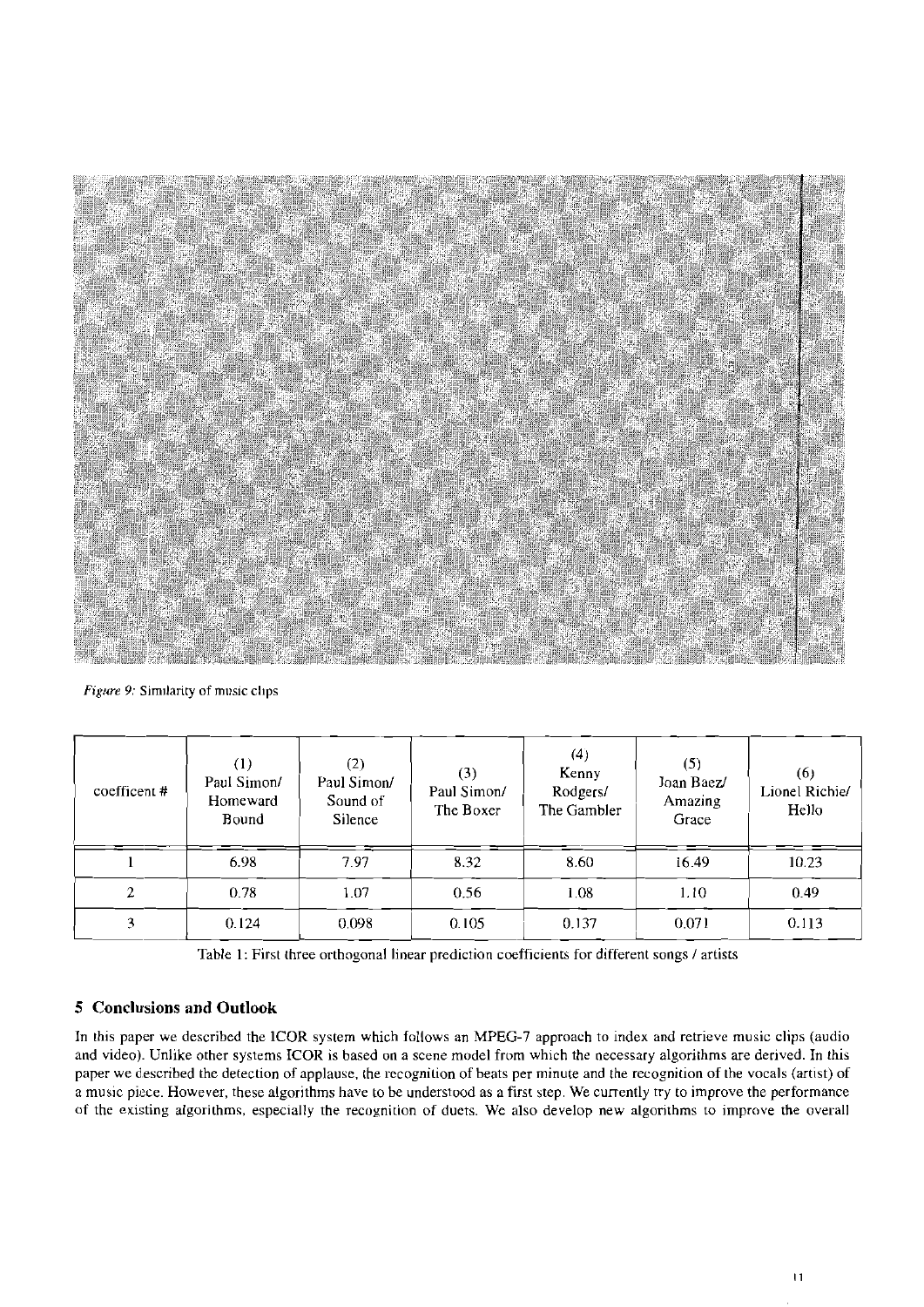*Figure 9:* Similarity of music clips

| coefficent # | (1) Paul Simon/ Homeward Bound | (2) Paul Simon/ Sound of Silence | (3) Paul Simon/ The Boxer | (4) Kenny Rodgers/ The Gambler | (5) Joan Baez/ Amazing Grace | (6) Lionel Richie/ Hello |
|---|---|---|---|---|---|---|
| 1 | 6.98 | 7.97 | 8.32 | 8.60 | 16.49 | 10.23 |
| 2 | 0.78 | 1.07 | 0.56 | 1.08 | 1.10 | 0.49 |
| 3 | 0.124 | 0.098 | 0.105 | 0.137 | 0.071 | 0.113 |

Table 1: First three orthogonal linear prediction coefficients for different songs / artists

## 5 Conclusions and Outlook

In this paper we described the ICOR system which follows an MPEG-7 approach to index and retrieve music clips (audio and video). Unlike other systems ICOR is based on a scene model from which the necessary algorithms are derived. In this paper we described the detection of applause, the recognition of beats per minute and the recognition of the vocals (artist) of a music piece. However, these algorithms have to be understood as a first step. We currently try to improve the performance of the existing algorithms, especially the recognition of duets. We also develop new algorithms to improve the overall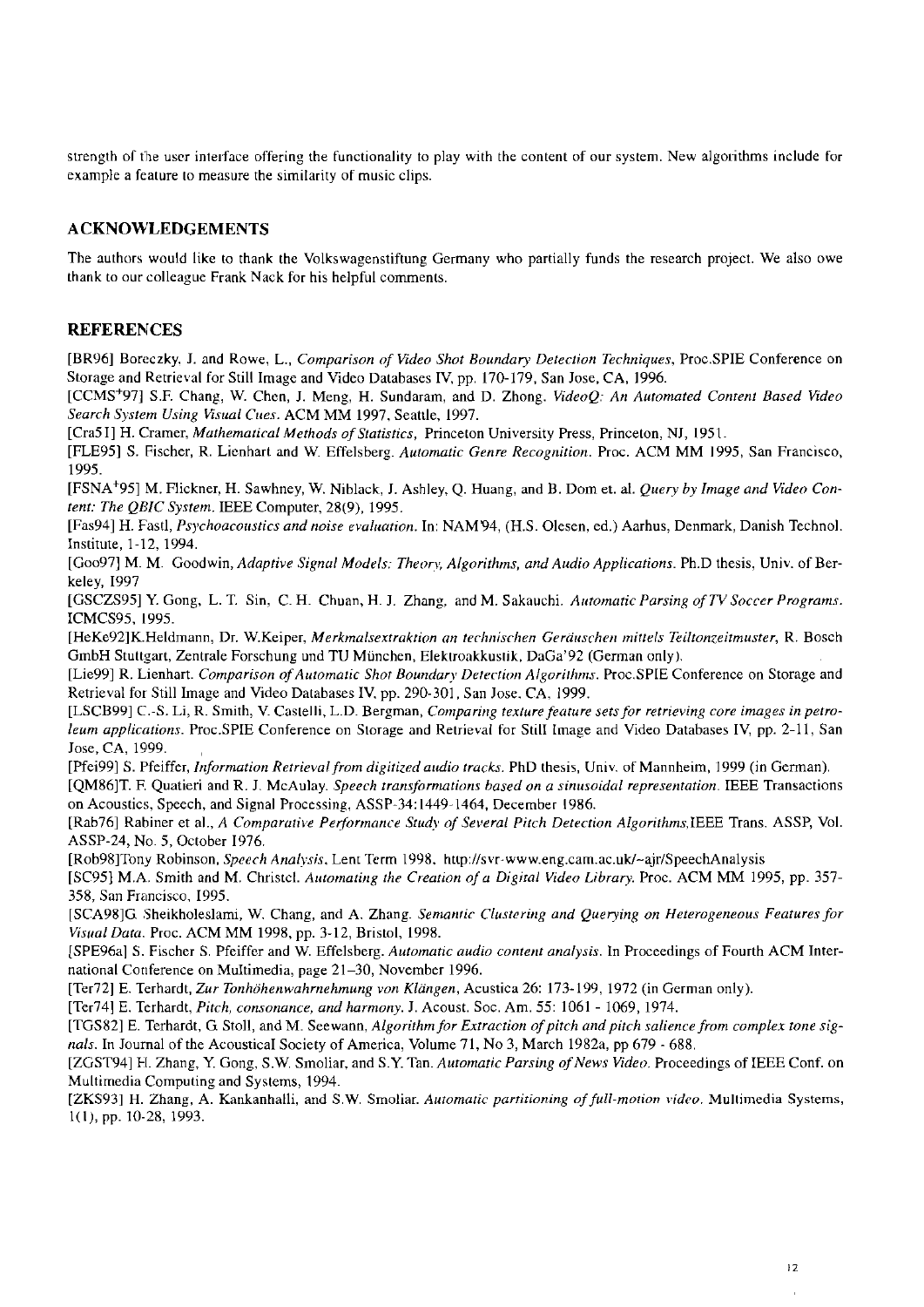strength of the user interface offering the functionality to play with the content of our system. New algorithms include for example a feature to measure the similarity of music clips.

## ACKNOWLEDGEMENTS

The authors would like to thank the Volkswagenstiftung Germany who partially funds the research project. We also owe thank to our colleague Frank Nack for his helpful comments.

## REFERENCES

[BR96] Boreczky, J. and Rowe, L., *Comparison of Video Shot Boundary Detection Techniques*, Proc.SPIE Conference on Storage and Retrieval for Still Image and Video Databases IV, pp. 170-179, San Jose, CA, 1996.

[CCMS+97] S.F. Chang, W. Chen, J. Meng, H. Sundaram, and D. Zhong. *VideoQ: An Automated Content Based Video Search System Using Visual Cues*. ACM MM 1997, Seattle, 1997.

[Cra51] H. Cramer, *Mathematical Methods of Statistics*, Princeton University Press, Princeton, NJ, 1951.

[FLE95] S. Fischer, R. Lienhart and W. Effelsberg. *Automatic Genre Recognition*. Proc. ACM MM 1995, San Francisco, 1995.

[FSNA+95] M. Flickner, H. Sawhney, W. Niblack, J. Ashley, Q. Huang, and B. Dom et. al. *Query by Image and Video Content: The QBIC System*. IEEE Computer, 28(9), 1995.

[Fas94] H. Fastl, *Psychoacoustics and noise evaluation*. In: NAM'94, (H.S. Olesen, ed.) Aarhus, Denmark, Danish Technol. Institute, 1-12, 1994.

[Goo97] M. M. Goodwin, *Adaptive Signal Models: Theory, Algorithms, and Audio Applications*. Ph.D thesis, Univ. of Berkeley, 1997

[GSCZS95] Y. Gong, L. T. Sin, C. H. Chuan, H. J. Zhang, and M. Sakauchi. *Automatic Parsing of TV Soccer Programs*. ICMCS95, 1995.

[HeKe92]K.Heldmann, Dr. W.Keiper, *Merkmalsextraktion an technischen Geräuschen mittels Teiltonzeitmuster*, R. Bosch GmbH Stuttgart, Zentrale Forschung und TU München, Elektroakkustik, DaGa'92 (German only).

[Lie99] R. Lienhart. *Comparison of Automatic Shot Boundary Detection Algorithms*. Proc.SPIE Conference on Storage and Retrieval for Still Image and Video Databases IV, pp. 290-301, San Jose, CA, 1999.

[LSCB99] C.-S. Li, R. Smith, V. Castelli, L.D. Bergman, *Comparing texture feature sets for retrieving core images in petroleum applications*. Proc.SPIE Conference on Storage and Retrieval for Still Image and Video Databases IV, pp. 2-11, San Jose, CA, 1999.

[Pfei99] S. Pfeiffer, *Information Retrieval from digitized audio tracks*. PhD thesis, Univ. of Mannheim, 1999 (in German).

[QM86]T. F. Quatieri and R. J. McAulay. *Speech transformations based on a sinusoidal representation*. IEEE Transactions on Acoustics, Speech, and Signal Processing, ASSP-34:1449-1464, December 1986.

[Rab76] Rabiner et al., *A Comparative Performance Study of Several Pitch Detection Algorithms*,IEEE Trans. ASSP, Vol. ASSP-24, No. 5, October 1976.

[Rob98]Tony Robinson, *Speech Analysis*, Lent Term 1998. http://svr-www.eng.cam.ac.uk/~ajr/SpeechAnalysis

[SC95] M.A. Smith and M. Christel. *Automating the Creation of a Digital Video Library*. Proc. ACM MM 1995, pp. 357-358, San Francisco, 1995.

[SCA98]G. Sheikholeslami, W. Chang, and A. Zhang. *Semantic Clustering and Querying on Heterogeneous Features for Visual Data*. Proc. ACM MM 1998, pp. 3-12, Bristol, 1998.

[SPE96a] S. Fischer S. Pfeiffer and W. Effelsberg. *Automatic audio content analysis*. In Proceedings of Fourth ACM International Conference on Multimedia, page 21–30, November 1996.

[Ter72] E. Terhardt, *Zur Tonhöhenwahrnehmung von Klängen*, Acustica 26: 173-199, 1972 (in German only).

[Ter74] E. Terhardt, *Pitch, consonance, and harmony*. J. Acoust. Soc. Am. 55: 1061 - 1069, 1974.

[TGS82] E. Terhardt, G. Stoll, and M. Seewann, *Algorithm for Extraction of pitch and pitch salience from complex tone signals*. In Journal of the Acoustical Society of America, Volume 71, No 3, March 1982a, pp 679 - 688.

[ZGST94] H. Zhang, Y. Gong, S.W. Smoliar, and S.Y. Tan. *Automatic Parsing of News Video*. Proceedings of IEEE Conf. on Multimedia Computing and Systems, 1994.

[ZKS93] H. Zhang, A. Kankanhalli, and S.W. Smoliar. *Automatic partitioning of full-motion video*. Multimedia Systems, 1(1), pp. 10-28, 1993.